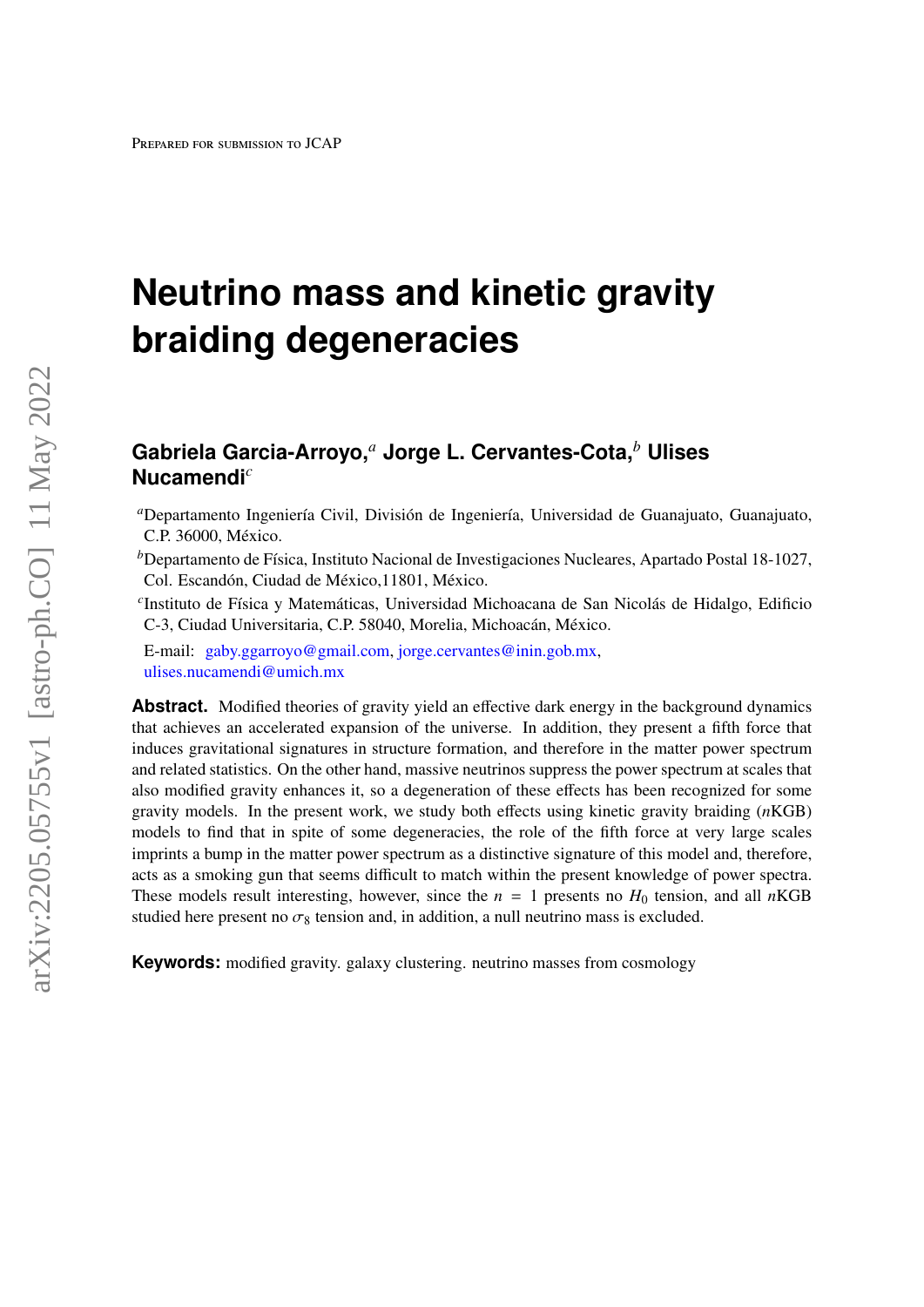Prepared for submission to JCAP

# Neutrino mass and kinetic gravity braiding degeneracies

**Gabriela Garcia-Arroyo,**[a] **Jorge L. Cervantes-Cota,**[b] **Ulises Nucamendi**[c]

[a]Departamento Ingeniería Civil, División de Ingeniería, Universidad de Guanajuato, Guanajuato, C.P. 36000, México.

[b]Departamento de Física, Instituto Nacional de Investigaciones Nucleares, Apartado Postal 18-1027, Col. Escandón, Ciudad de México,11801, México.

[c]Instituto de Física y Matemáticas, Universidad Michoacana de San Nicolás de Hidalgo, Edificio C-3, Ciudad Universitaria, C.P. 58040, Morelia, Michoacán, México.

E-mail: gaby.ggarroyo@gmail.com, jorge.cervantes@inin.gob.mx, ulises.nucamendi@umich.mx

**Abstract.** Modified theories of gravity yield an effective dark energy in the background dynamics that achieves an accelerated expansion of the universe. In addition, they present a fifth force that induces gravitational signatures in structure formation, and therefore in the matter power spectrum and related statistics. On the other hand, massive neutrinos suppress the power spectrum at scales that also modified gravity enhances it, so a degeneration of these effects has been recognized for some gravity models. In the present work, we study both effects using kinetic gravity braiding ($n$KGB) models to find that in spite of some degeneracies, the role of the fifth force at very large scales imprints a bump in the matter power spectrum as a distinctive signature of this model and, therefore, acts as a smoking gun that seems difficult to match within the present knowledge of power spectra. These models result interesting, however, since the $n = 1$ presents no $H_0$ tension, and all $n$KGB studied here present no $\sigma_8$ tension and, in addition, a null neutrino mass is excluded.

**Keywords:** modified gravity. galaxy clustering. neutrino masses from cosmology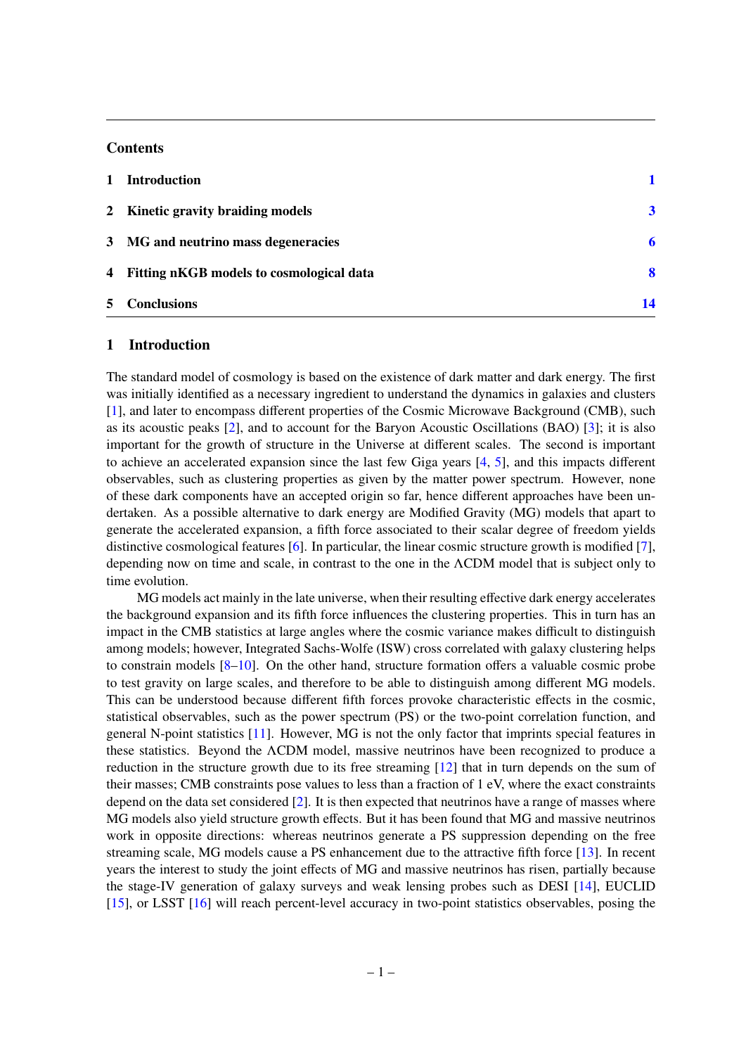## Contents

| | | |
|---|---|---|
| 1 | **Introduction** | 1 |
| 2 | **Kinetic gravity braiding models** | 3 |
| 3 | **MG and neutrino mass degeneracies** | 6 |
| 4 | **Fitting nKGB models to cosmological data** | 8 |
| 5 | **Conclusions** | 14 |

## 1 Introduction

The standard model of cosmology is based on the existence of dark matter and dark energy. The first was initially identified as a necessary ingredient to understand the dynamics in galaxies and clusters [1], and later to encompass different properties of the Cosmic Microwave Background (CMB), such as its acoustic peaks [2], and to account for the Baryon Acoustic Oscillations (BAO) [3]; it is also important for the growth of structure in the Universe at different scales. The second is important to achieve an accelerated expansion since the last few Giga years [4, 5], and this impacts different observables, such as clustering properties as given by the matter power spectrum. However, none of these dark components have an accepted origin so far, hence different approaches have been undertaken. As a possible alternative to dark energy are Modified Gravity (MG) models that apart to generate the accelerated expansion, a fifth force associated to their scalar degree of freedom yields distinctive cosmological features [6]. In particular, the linear cosmic structure growth is modified [7], depending now on time and scale, in contrast to the one in the ΛCDM model that is subject only to time evolution.

MG models act mainly in the late universe, when their resulting effective dark energy accelerates the background expansion and its fifth force influences the clustering properties. This in turn has an impact in the CMB statistics at large angles where the cosmic variance makes difficult to distinguish among models; however, Integrated Sachs-Wolfe (ISW) cross correlated with galaxy clustering helps to constrain models [8–10]. On the other hand, structure formation offers a valuable cosmic probe to test gravity on large scales, and therefore to be able to distinguish among different MG models. This can be understood because different fifth forces provoke characteristic effects in the cosmic, statistical observables, such as the power spectrum (PS) or the two-point correlation function, and general N-point statistics [11]. However, MG is not the only factor that imprints special features in these statistics. Beyond the ΛCDM model, massive neutrinos have been recognized to produce a reduction in the structure growth due to its free streaming [12] that in turn depends on the sum of their masses; CMB constraints pose values to less than a fraction of 1 eV, where the exact constraints depend on the data set considered [2]. It is then expected that neutrinos have a range of masses where MG models also yield structure growth effects. But it has been found that MG and massive neutrinos work in opposite directions: whereas neutrinos generate a PS suppression depending on the free streaming scale, MG models cause a PS enhancement due to the attractive fifth force [13]. In recent years the interest to study the joint effects of MG and massive neutrinos has risen, partially because the stage-IV generation of galaxy surveys and weak lensing probes such as DESI [14], EUCLID [15], or LSST [16] will reach percent-level accuracy in two-point statistics observables, posing the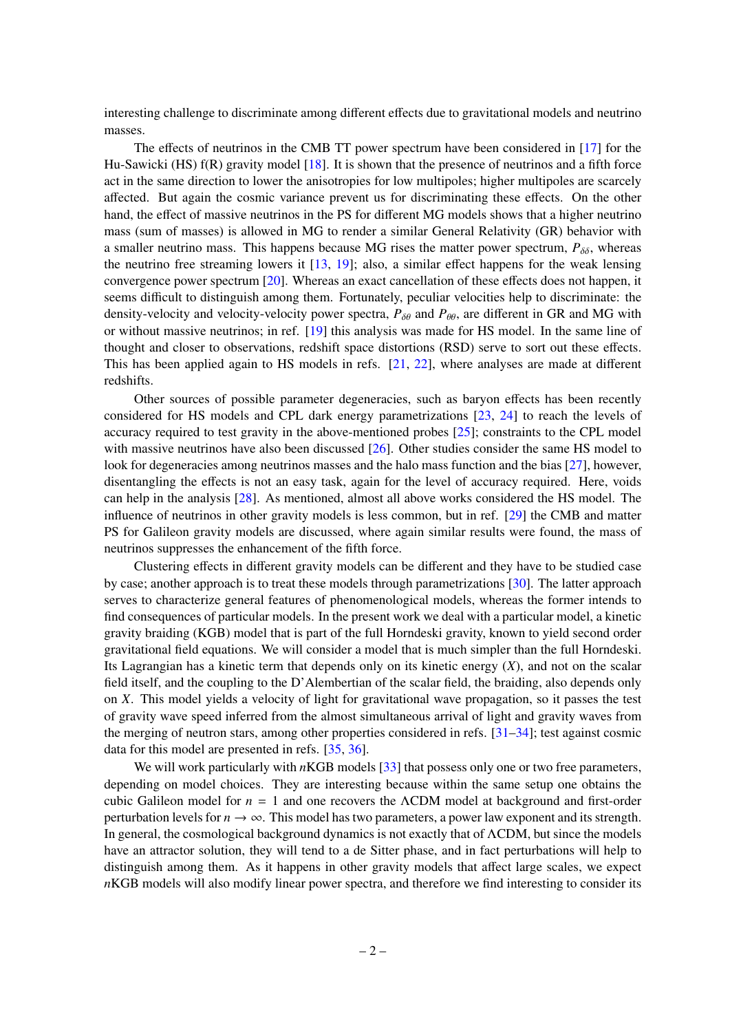interesting challenge to discriminate among different effects due to gravitational models and neutrino masses.

The effects of neutrinos in the CMB TT power spectrum have been considered in [17] for the Hu-Sawicki (HS) f(R) gravity model [18]. It is shown that the presence of neutrinos and a fifth force act in the same direction to lower the anisotropies for low multipoles; higher multipoles are scarcely affected. But again the cosmic variance prevent us for discriminating these effects. On the other hand, the effect of massive neutrinos in the PS for different MG models shows that a higher neutrino mass (sum of masses) is allowed in MG to render a similar General Relativity (GR) behavior with a smaller neutrino mass. This happens because MG rises the matter power spectrum, $P_{\delta\delta}$, whereas the neutrino free streaming lowers it [13, 19]; also, a similar effect happens for the weak lensing convergence power spectrum [20]. Whereas an exact cancellation of these effects does not happen, it seems difficult to distinguish among them. Fortunately, peculiar velocities help to discriminate: the density-velocity and velocity-velocity power spectra, $P_{\delta\theta}$ and $P_{\theta\theta}$, are different in GR and MG with or without massive neutrinos; in ref. [19] this analysis was made for HS model. In the same line of thought and closer to observations, redshift space distortions (RSD) serve to sort out these effects. This has been applied again to HS models in refs. [21, 22], where analyses are made at different redshifts.

Other sources of possible parameter degeneracies, such as baryon effects has been recently considered for HS models and CPL dark energy parametrizations [23, 24] to reach the levels of accuracy required to test gravity in the above-mentioned probes [25]; constraints to the CPL model with massive neutrinos have also been discussed [26]. Other studies consider the same HS model to look for degeneracies among neutrinos masses and the halo mass function and the bias [27], however, disentangling the effects is not an easy task, again for the level of accuracy required. Here, voids can help in the analysis [28]. As mentioned, almost all above works considered the HS model. The influence of neutrinos in other gravity models is less common, but in ref. [29] the CMB and matter PS for Galileon gravity models are discussed, where again similar results were found, the mass of neutrinos suppresses the enhancement of the fifth force.

Clustering effects in different gravity models can be different and they have to be studied case by case; another approach is to treat these models through parametrizations [30]. The latter approach serves to characterize general features of phenomenological models, whereas the former intends to find consequences of particular models. In the present work we deal with a particular model, a kinetic gravity braiding (KGB) model that is part of the full Horndeski gravity, known to yield second order gravitational field equations. We will consider a model that is much simpler than the full Horndeski. Its Lagrangian has a kinetic term that depends only on its kinetic energy ($X$), and not on the scalar field itself, and the coupling to the D'Alembertian of the scalar field, the braiding, also depends only on $X$. This model yields a velocity of light for gravitational wave propagation, so it passes the test of gravity wave speed inferred from the almost simultaneous arrival of light and gravity waves from the merging of neutron stars, among other properties considered in refs. [31–34]; test against cosmic data for this model are presented in refs. [35, 36].

We will work particularly with $n$KGB models [33] that possess only one or two free parameters, depending on model choices. They are interesting because within the same setup one obtains the cubic Galileon model for $n = 1$ and one recovers the ΛCDM model at background and first-order perturbation levels for $n \to \infty$. This model has two parameters, a power law exponent and its strength. In general, the cosmological background dynamics is not exactly that of ΛCDM, but since the models have an attractor solution, they will tend to a de Sitter phase, and in fact perturbations will help to distinguish among them. As it happens in other gravity models that affect large scales, we expect $n$KGB models will also modify linear power spectra, and therefore we find interesting to consider its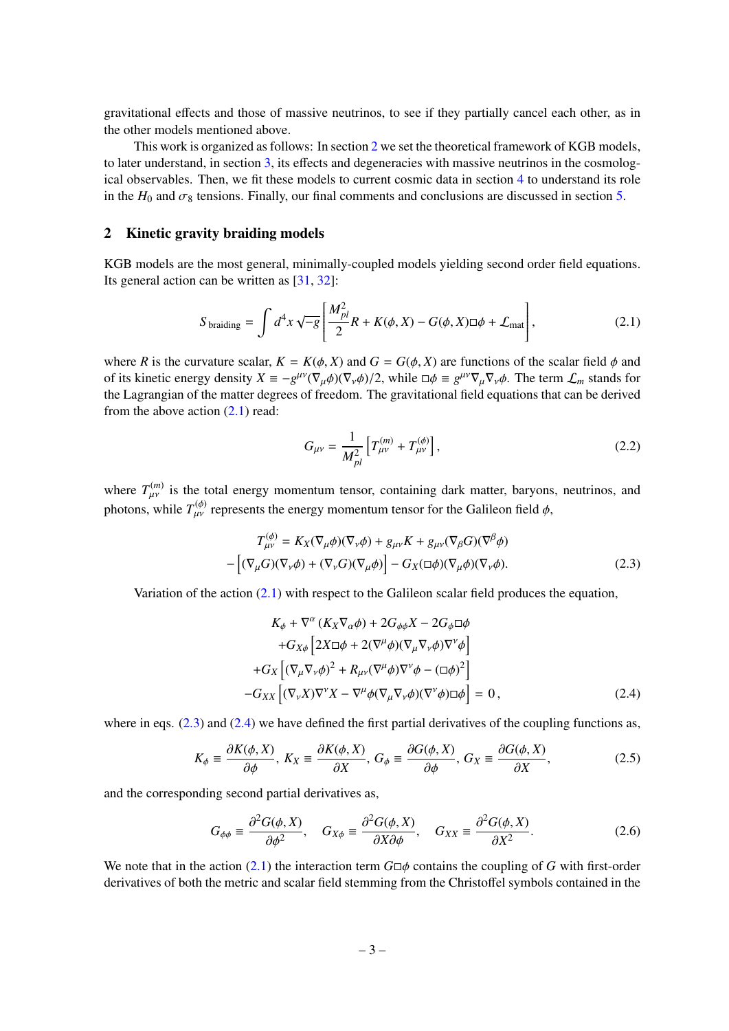gravitational effects and those of massive neutrinos, to see if they partially cancel each other, as in the other models mentioned above.

This work is organized as follows: In section 2 we set the theoretical framework of KGB models, to later understand, in section 3, its effects and degeneracies with massive neutrinos in the cosmological observables. Then, we fit these models to current cosmic data in section 4 to understand its role in the $H_0$ and $\sigma_8$ tensions. Finally, our final comments and conclusions are discussed in section 5.

## 2 Kinetic gravity braiding models

KGB models are the most general, minimally-coupled models yielding second order field equations. Its general action can be written as [31, 32]:

$$S_{\text{braiding}} = \int d^4x \sqrt{-g} \left[ \frac{M_{pl}^2}{2} R + K(\phi, X) - G(\phi, X)\Box\phi + \mathcal{L}_{\text{mat}} \right], \tag{2.1}$$

where $R$ is the curvature scalar, $K = K(\phi, X)$ and $G = G(\phi, X)$ are functions of the scalar field $\phi$ and of its kinetic energy density $X \equiv -g^{\mu\nu}(\nabla_\mu\phi)(\nabla_\nu\phi)/2$, while $\Box\phi \equiv g^{\mu\nu}\nabla_\mu\nabla_\nu\phi$. The term $\mathcal{L}_m$ stands for the Lagrangian of the matter degrees of freedom. The gravitational field equations that can be derived from the above action (2.1) read:

$$G_{\mu\nu} = \frac{1}{M_{pl}^2}\left[T_{\mu\nu}^{(m)} + T_{\mu\nu}^{(\phi)}\right], \tag{2.2}$$

where $T_{\mu\nu}^{(m)}$ is the total energy momentum tensor, containing dark matter, baryons, neutrinos, and photons, while $T_{\mu\nu}^{(\phi)}$ represents the energy momentum tensor for the Galileon field $\phi$,

$$\begin{aligned} T_{\mu\nu}^{(\phi)} &= K_X(\nabla_\mu\phi)(\nabla_\nu\phi) + g_{\mu\nu}K + g_{\mu\nu}(\nabla_\beta G)(\nabla^\beta\phi) \\ &- \left[(\nabla_\mu G)(\nabla_\nu\phi) + (\nabla_\nu G)(\nabla_\mu\phi)\right] - G_X(\Box\phi)(\nabla_\mu\phi)(\nabla_\nu\phi). \end{aligned} \tag{2.3}$$

Variation of the action (2.1) with respect to the Galileon scalar field produces the equation,

$$\begin{aligned} & K_\phi + \nabla^\alpha\left(K_X\nabla_\alpha\phi\right) + 2G_{\phi\phi}X - 2G_\phi\Box\phi \\ & +G_{X\phi}\left[2X\Box\phi + 2(\nabla^\mu\phi)(\nabla_\mu\nabla_\nu\phi)\nabla^\nu\phi\right] \\ & +G_X\left[(\nabla_\mu\nabla_\nu\phi)^2 + R_{\mu\nu}(\nabla^\mu\phi)\nabla^\nu\phi - (\Box\phi)^2\right] \\ & -G_{XX}\left[(\nabla_\nu X)\nabla^\nu X - \nabla^\mu\phi(\nabla_\mu\nabla_\nu\phi)(\nabla^\nu\phi)\Box\phi\right] = 0\,, \end{aligned} \tag{2.4}$$

where in eqs. (2.3) and (2.4) we have defined the first partial derivatives of the coupling functions as,

$$K_\phi \equiv \frac{\partial K(\phi, X)}{\partial\phi},\; K_X \equiv \frac{\partial K(\phi, X)}{\partial X},\; G_\phi \equiv \frac{\partial G(\phi, X)}{\partial\phi},\; G_X \equiv \frac{\partial G(\phi, X)}{\partial X}, \tag{2.5}$$

and the corresponding second partial derivatives as,

$$G_{\phi\phi} \equiv \frac{\partial^2 G(\phi, X)}{\partial\phi^2}, \quad G_{X\phi} \equiv \frac{\partial^2 G(\phi, X)}{\partial X\partial\phi}, \quad G_{XX} \equiv \frac{\partial^2 G(\phi, X)}{\partial X^2}. \tag{2.6}$$

We note that in the action (2.1) the interaction term $G\Box\phi$ contains the coupling of $G$ with first-order derivatives of both the metric and scalar field stemming from the Christoffel symbols contained in the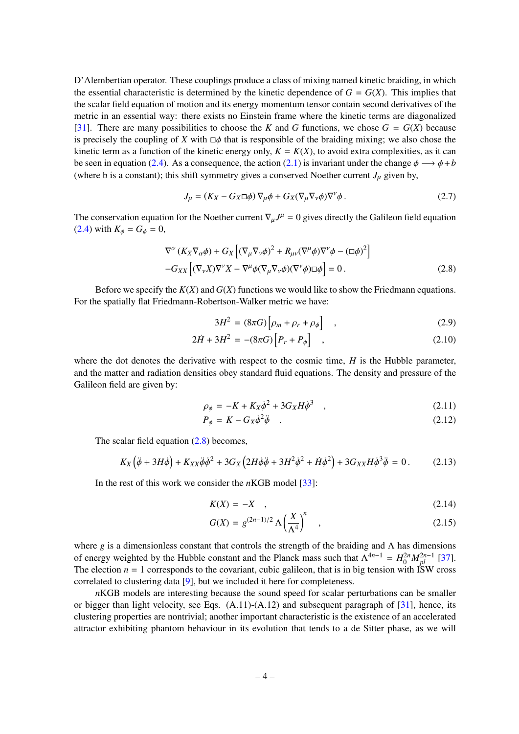D'Alembertian operator. These couplings produce a class of mixing named kinetic braiding, in which the essential characteristic is determined by the kinetic dependence of $G = G(X)$. This implies that the scalar field equation of motion and its energy momentum tensor contain second derivatives of the metric in an essential way: there exists no Einstein frame where the kinetic terms are diagonalized [31]. There are many possibilities to choose the $K$ and $G$ functions, we chose $G = G(X)$ because is precisely the coupling of $X$ with $\Box\phi$ that is responsible of the braiding mixing; we also chose the kinetic term as a function of the kinetic energy only, $K = K(X)$, to avoid extra complexities, as it can be seen in equation (2.4). As a consequence, the action (2.1) is invariant under the change $\phi \longrightarrow \phi + b$ (where b is a constant); this shift symmetry gives a conserved Noether current $J_\mu$ given by,

$$J_\mu = (K_X - G_X\Box\phi)\,\nabla_\mu\phi + G_X(\nabla_\mu\nabla_\nu\phi)\nabla^\nu\phi\,. \tag{2.7}$$

The conservation equation for the Noether current $\nabla_\mu J^\mu = 0$ gives directly the Galileon field equation (2.4) with $K_\phi = G_\phi = 0$,

$$\begin{aligned}
&\nabla^\alpha\left(K_X\nabla_\alpha\phi\right) + G_X\left[(\nabla_\mu\nabla_\nu\phi)^2 + R_{\mu\nu}(\nabla^\mu\phi)\nabla^\nu\phi - (\Box\phi)^2\right] \\
&-G_{XX}\left[(\nabla_\nu X)\nabla^\nu X - \nabla^\mu\phi(\nabla_\mu\nabla_\nu\phi)(\nabla^\nu\phi)\Box\phi\right] = 0\,.
\end{aligned} \tag{2.8}$$

Before we specify the $K(X)$ and $G(X)$ functions we would like to show the Friedmann equations. For the spatially flat Friedmann-Robertson-Walker metric we have:

$$3H^2 = (8\pi G)\left[\rho_m + \rho_r + \rho_\phi\right] \quad , \tag{2.9}$$

$$2\dot{H} + 3H^2 = -(8\pi G)\left[P_r + P_\phi\right] \quad , \tag{2.10}$$

where the dot denotes the derivative with respect to the cosmic time, $H$ is the Hubble parameter, and the matter and radiation densities obey standard fluid equations. The density and pressure of the Galileon field are given by:

$$\rho_\phi = -K + K_X\dot{\phi}^2 + 3G_X H\dot{\phi}^3 \quad , \tag{2.11}$$

$$P_\phi = K - G_X\dot{\phi}^2\ddot{\phi} \quad . \tag{2.12}$$

The scalar field equation (2.8) becomes,

$$K_X\left(\ddot{\phi} + 3H\dot{\phi}\right) + K_{XX}\ddot{\phi}\dot{\phi}^2 + 3G_X\left(2H\dot{\phi}\ddot{\phi} + 3H^2\dot{\phi}^2 + \dot{H}\dot{\phi}^2\right) + 3G_{XX}H\dot{\phi}^3\ddot{\phi} = 0\,. \tag{2.13}$$

In the rest of this work we consider the $n$KGB model [33]:

$$K(X) = -X \quad , \tag{2.14}$$

$$G(X) = g^{(2n-1)/2}\,\Lambda\left(\frac{X}{\Lambda^4}\right)^n \quad , \tag{2.15}$$

where $g$ is a dimensionless constant that controls the strength of the braiding and $\Lambda$ has dimensions of energy weighted by the Hubble constant and the Planck mass such that $\Lambda^{4n-1} = H_0^{2n} M_{pl}^{2n-1}$ [37]. The election $n = 1$ corresponds to the covariant, cubic galileon, that is in big tension with ISW cross correlated to clustering data [9], but we included it here for completeness.

$n$KGB models are interesting because the sound speed for scalar perturbations can be smaller or bigger than light velocity, see Eqs. (A.11)-(A.12) and subsequent paragraph of [31], hence, its clustering properties are nontrivial; another important characteristic is the existence of an accelerated attractor exhibiting phantom behaviour in its evolution that tends to a de Sitter phase, as we will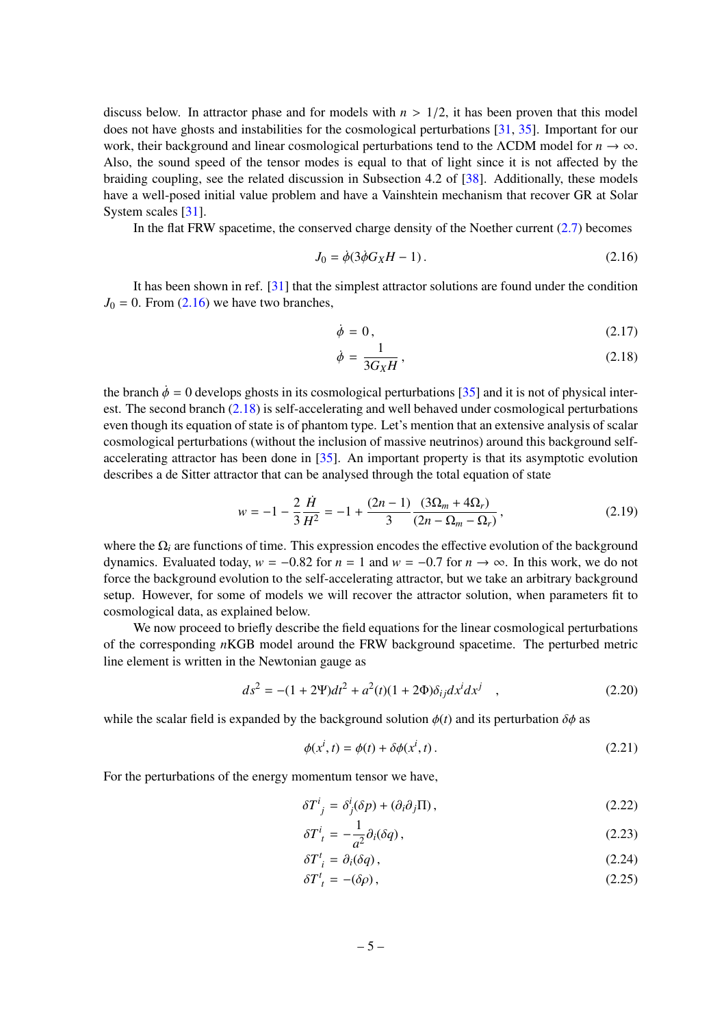discuss below. In attractor phase and for models with $n > 1/2$, it has been proven that this model does not have ghosts and instabilities for the cosmological perturbations [31, 35]. Important for our work, their background and linear cosmological perturbations tend to the ΛCDM model for $n \to \infty$. Also, the sound speed of the tensor modes is equal to that of light since it is not affected by the braiding coupling, see the related discussion in Subsection 4.2 of [38]. Additionally, these models have a well-posed initial value problem and have a Vainshtein mechanism that recover GR at Solar System scales [31].

In the flat FRW spacetime, the conserved charge density of the Noether current (2.7) becomes

$$J_0 = \dot{\phi}(3\dot{\phi}G_X H - 1)\,. \tag{2.16}$$

It has been shown in ref. [31] that the simplest attractor solutions are found under the condition $J_0 = 0$. From (2.16) we have two branches,

$$\dot{\phi} = 0\,, \tag{2.17}$$

$$\dot{\phi} = \frac{1}{3G_X H}\,, \tag{2.18}$$

the branch $\dot{\phi} = 0$ develops ghosts in its cosmological perturbations [35] and it is not of physical interest. The second branch (2.18) is self-accelerating and well behaved under cosmological perturbations even though its equation of state is of phantom type. Let's mention that an extensive analysis of scalar cosmological perturbations (without the inclusion of massive neutrinos) around this background self-accelerating attractor has been done in [35]. An important property is that its asymptotic evolution describes a de Sitter attractor that can be analysed through the total equation of state

$$w = -1 - \frac{2}{3}\frac{\dot{H}}{H^2} = -1 + \frac{(2n-1)}{3}\frac{(3\Omega_m + 4\Omega_r)}{(2n - \Omega_m - \Omega_r)}\,, \tag{2.19}$$

where the $\Omega_i$ are functions of time. This expression encodes the effective evolution of the background dynamics. Evaluated today, $w = -0.82$ for $n = 1$ and $w = -0.7$ for $n \to \infty$. In this work, we do not force the background evolution to the self-accelerating attractor, but we take an arbitrary background setup. However, for some of models we will recover the attractor solution, when parameters fit to cosmological data, as explained below.

We now proceed to briefly describe the field equations for the linear cosmological perturbations of the corresponding $n$KGB model around the FRW background spacetime. The perturbed metric line element is written in the Newtonian gauge as

$$ds^2 = -(1 + 2\Psi)dt^2 + a^2(t)(1 + 2\Phi)\delta_{ij}dx^i dx^j \quad , \tag{2.20}$$

while the scalar field is expanded by the background solution $\phi(t)$ and its perturbation $\delta\phi$ as

$$\phi(x^i, t) = \phi(t) + \delta\phi(x^i, t)\,. \tag{2.21}$$

For the perturbations of the energy momentum tensor we have,

$$\delta T^i{}_j = \delta^i_j(\delta p) + (\partial_i\partial_j\Pi)\,, \tag{2.22}$$

$$\delta T^i{}_t = -\frac{1}{a^2}\partial_i(\delta q)\,, \tag{2.23}$$

$$\delta T^t{}_i = \partial_i(\delta q)\,, \tag{2.24}$$

$$\delta T^t{}_t = -(\delta\rho)\,, \tag{2.25}$$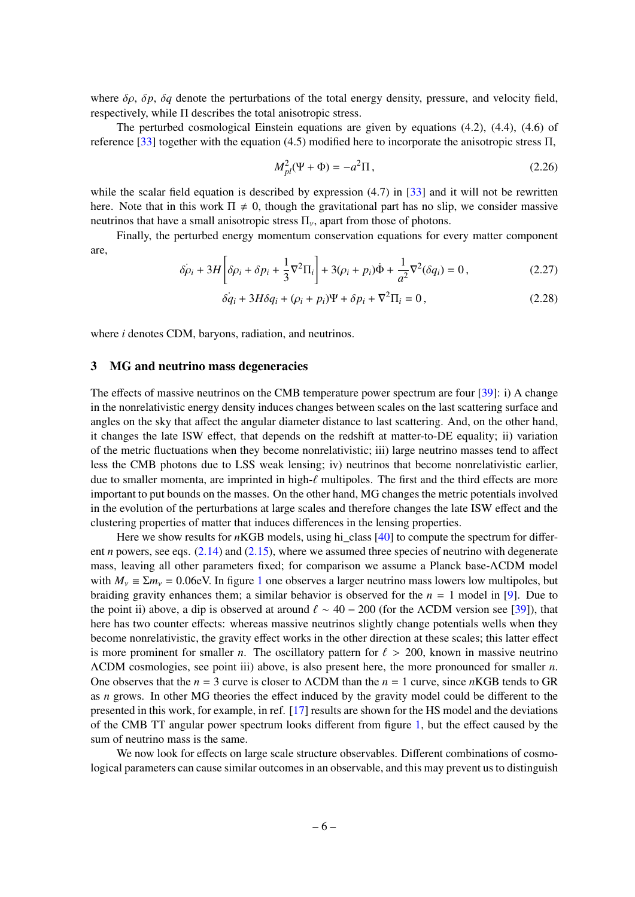where $\delta\rho$, $\delta p$, $\delta q$ denote the perturbations of the total energy density, pressure, and velocity field, respectively, while $\Pi$ describes the total anisotropic stress.

The perturbed cosmological Einstein equations are given by equations (4.2), (4.4), (4.6) of reference [33] together with the equation (4.5) modified here to incorporate the anisotropic stress $\Pi$,

$$M_{pl}^2(\Psi + \Phi) = -a^2\Pi\,, \tag{2.26}$$

while the scalar field equation is described by expression (4.7) in [33] and it will not be rewritten here. Note that in this work $\Pi \neq 0$, though the gravitational part has no slip, we consider massive neutrinos that have a small anisotropic stress $\Pi_\nu$, apart from those of photons.

Finally, the perturbed energy momentum conservation equations for every matter component are,

$$\dot{\delta\rho_i} + 3H\left[\delta\rho_i + \delta p_i + \frac{1}{3}\nabla^2\Pi_i\right] + 3(\rho_i + p_i)\dot{\Phi} + \frac{1}{a^2}\nabla^2(\delta q_i) = 0\,, \tag{2.27}$$

$$\dot{\delta q_i} + 3H\delta q_i + (\rho_i + p_i)\Psi + \delta p_i + \nabla^2\Pi_i = 0\,, \tag{2.28}$$

where $i$ denotes CDM, baryons, radiation, and neutrinos.

## 3 MG and neutrino mass degeneracies

The effects of massive neutrinos on the CMB temperature power spectrum are four [39]: i) A change in the nonrelativistic energy density induces changes between scales on the last scattering surface and angles on the sky that affect the angular diameter distance to last scattering. And, on the other hand, it changes the late ISW effect, that depends on the redshift at matter-to-DE equality; ii) variation of the metric fluctuations when they become nonrelativistic; iii) large neutrino masses tend to affect less the CMB photons due to LSS weak lensing; iv) neutrinos that become nonrelativistic earlier, due to smaller momenta, are imprinted in high-$\ell$ multipoles. The first and the third effects are more important to put bounds on the masses. On the other hand, MG changes the metric potentials involved in the evolution of the perturbations at large scales and therefore changes the late ISW effect and the clustering properties of matter that induces differences in the lensing properties.

Here we show results for $n$KGB models, using hi_class [40] to compute the spectrum for different $n$ powers, see eqs. (2.14) and (2.15), where we assumed three species of neutrino with degenerate mass, leaving all other parameters fixed; for comparison we assume a Planck base-ΛCDM model with $M_\nu \equiv \Sigma m_\nu = 0.06$eV. In figure 1 one observes a larger neutrino mass lowers low multipoles, but braiding gravity enhances them; a similar behavior is observed for the $n = 1$ model in [9]. Due to the point ii) above, a dip is observed at around $\ell \sim 40 - 200$ (for the ΛCDM version see [39]), that here has two counter effects: whereas massive neutrinos slightly change potentials wells when they become nonrelativistic, the gravity effect works in the other direction at these scales; this latter effect is more prominent for smaller $n$. The oscillatory pattern for $\ell > 200$, known in massive neutrino ΛCDM cosmologies, see point iii) above, is also present here, the more pronounced for smaller $n$. One observes that the $n = 3$ curve is closer to ΛCDM than the $n = 1$ curve, since $n$KGB tends to GR as $n$ grows. In other MG theories the effect induced by the gravity model could be different to the presented in this work, for example, in ref. [17] results are shown for the HS model and the deviations of the CMB TT angular power spectrum looks different from figure 1, but the effect caused by the sum of neutrino mass is the same.

We now look for effects on large scale structure observables. Different combinations of cosmological parameters can cause similar outcomes in an observable, and this may prevent us to distinguish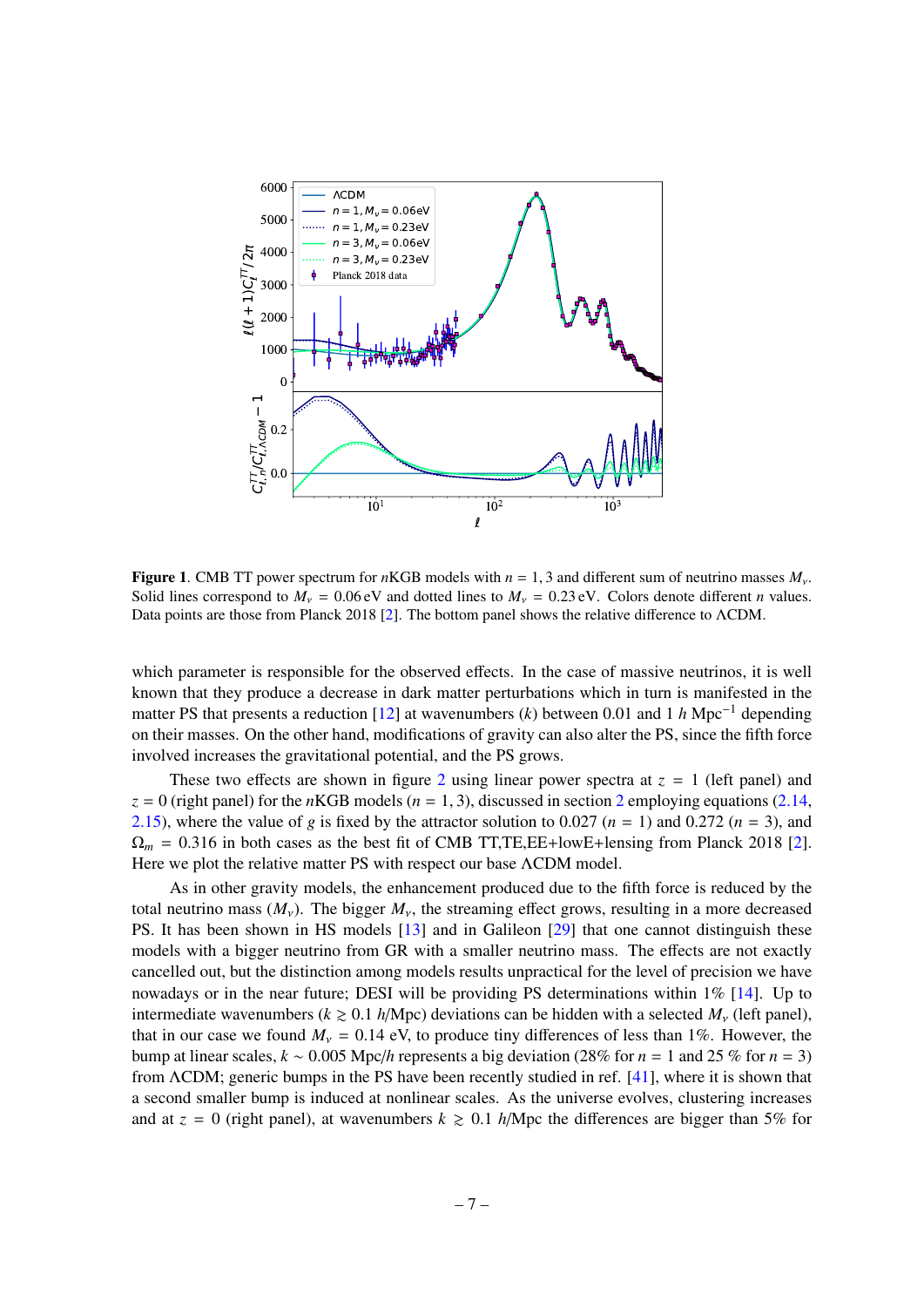**Figure 1**. CMB TT power spectrum for $n$KGB models with $n = 1, 3$ and different sum of neutrino masses $M_\nu$. Solid lines correspond to $M_\nu = 0.06\,\text{eV}$ and dotted lines to $M_\nu = 0.23\,\text{eV}$. Colors denote different $n$ values. Data points are those from Planck 2018 [2]. The bottom panel shows the relative difference to ΛCDM.

which parameter is responsible for the observed effects. In the case of massive neutrinos, it is well known that they produce a decrease in dark matter perturbations which in turn is manifested in the matter PS that presents a reduction [12] at wavenumbers ($k$) between 0.01 and 1 $h$ Mpc$^{-1}$ depending on their masses. On the other hand, modifications of gravity can also alter the PS, since the fifth force involved increases the gravitational potential, and the PS grows.

These two effects are shown in figure 2 using linear power spectra at $z = 1$ (left panel) and $z = 0$ (right panel) for the $n$KGB models ($n = 1, 3$), discussed in section 2 employing equations (2.14, 2.15), where the value of $g$ is fixed by the attractor solution to 0.027 ($n = 1$) and 0.272 ($n = 3$), and $\Omega_m = 0.316$ in both cases as the best fit of CMB TT,TE,EE+lowE+lensing from Planck 2018 [2]. Here we plot the relative matter PS with respect our base ΛCDM model.

As in other gravity models, the enhancement produced due to the fifth force is reduced by the total neutrino mass ($M_\nu$). The bigger $M_\nu$, the streaming effect grows, resulting in a more decreased PS. It has been shown in HS models [13] and in Galileon [29] that one cannot distinguish these models with a bigger neutrino from GR with a smaller neutrino mass. The effects are not exactly cancelled out, but the distinction among models results unpractical for the level of precision we have nowadays or in the near future; DESI will be providing PS determinations within 1% [14]. Up to intermediate wavenumbers ($k \gtrsim 0.1$ $h$/Mpc) deviations can be hidden with a selected $M_\nu$ (left panel), that in our case we found $M_\nu = 0.14$ eV, to produce tiny differences of less than 1%. However, the bump at linear scales, $k \sim 0.005$ Mpc/$h$ represents a big deviation (28% for $n = 1$ and 25 % for $n = 3$) from ΛCDM; generic bumps in the PS have been recently studied in ref. [41], where it is shown that a second smaller bump is induced at nonlinear scales. As the universe evolves, clustering increases and at $z = 0$ (right panel), at wavenumbers $k \gtrsim 0.1$ $h$/Mpc the differences are bigger than 5% for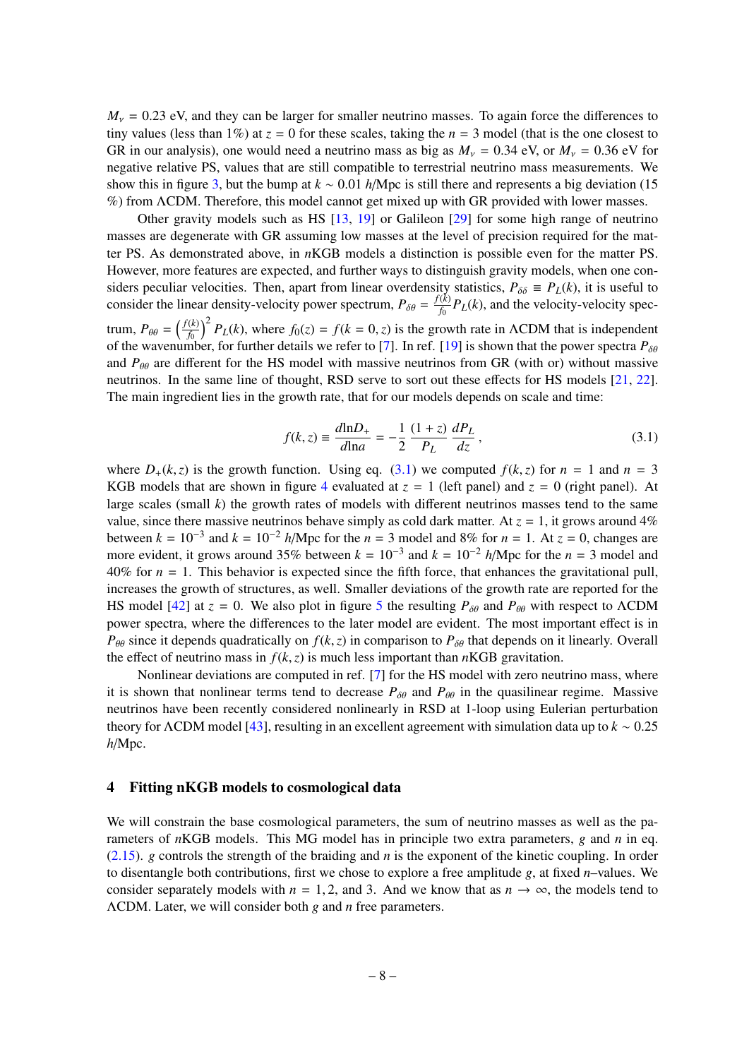$M_\nu = 0.23$ eV, and they can be larger for smaller neutrino masses. To again force the differences to tiny values (less than 1%) at $z = 0$ for these scales, taking the $n = 3$ model (that is the one closest to GR in our analysis), one would need a neutrino mass as big as $M_\nu = 0.34$ eV, or $M_\nu = 0.36$ eV for negative relative PS, values that are still compatible to terrestrial neutrino mass measurements. We show this in figure 3, but the bump at $k \sim 0.01$ $h$/Mpc is still there and represents a big deviation (15 %) from ΛCDM. Therefore, this model cannot get mixed up with GR provided with lower masses.

Other gravity models such as HS [13, 19] or Galileon [29] for some high range of neutrino masses are degenerate with GR assuming low masses at the level of precision required for the matter PS. As demonstrated above, in $n$KGB models a distinction is possible even for the matter PS. However, more features are expected, and further ways to distinguish gravity models, when one considers peculiar velocities. Then, apart from linear overdensity statistics, $P_{\delta\delta} \equiv P_L(k)$, it is useful to consider the linear density-velocity power spectrum, $P_{\delta\theta} = \frac{f(k)}{f_0} P_L(k)$, and the velocity-velocity spectrum, $P_{\theta\theta} = \left(\frac{f(k)}{f_0}\right)^2 P_L(k)$, where $f_0(z) = f(k = 0, z)$ is the growth rate in ΛCDM that is independent of the wavenumber, for further details we refer to [7]. In ref. [19] is shown that the power spectra $P_{\delta\theta}$ and $P_{\theta\theta}$ are different for the HS model with massive neutrinos from GR (with or) without massive neutrinos. In the same line of thought, RSD serve to sort out these effects for HS models [21, 22]. The main ingredient lies in the growth rate, that for our models depends on scale and time:

$$f(k, z) \equiv \frac{d\ln D_+}{d\ln a} = -\frac{1}{2} \frac{(1 + z)}{P_L} \frac{dP_L}{dz}, \tag{3.1}$$

where $D_+(k, z)$ is the growth function. Using eq. (3.1) we computed $f(k, z)$ for $n = 1$ and $n = 3$ KGB models that are shown in figure 4 evaluated at $z = 1$ (left panel) and $z = 0$ (right panel). At large scales (small $k$) the growth rates of models with different neutrinos masses tend to the same value, since there massive neutrinos behave simply as cold dark matter. At $z = 1$, it grows around 4% between $k = 10^{-3}$ and $k = 10^{-2}$ $h$/Mpc for the $n = 3$ model and 8% for $n = 1$. At $z = 0$, changes are more evident, it grows around 35% between $k = 10^{-3}$ and $k = 10^{-2}$ $h$/Mpc for the $n = 3$ model and 40% for $n = 1$. This behavior is expected since the fifth force, that enhances the gravitational pull, increases the growth of structures, as well. Smaller deviations of the growth rate are reported for the HS model [42] at $z = 0$. We also plot in figure 5 the resulting $P_{\delta\theta}$ and $P_{\theta\theta}$ with respect to ΛCDM power spectra, where the differences to the later model are evident. The most important effect is in $P_{\theta\theta}$ since it depends quadratically on $f(k, z)$ in comparison to $P_{\delta\theta}$ that depends on it linearly. Overall the effect of neutrino mass in $f(k, z)$ is much less important than $n$KGB gravitation.

Nonlinear deviations are computed in ref. [7] for the HS model with zero neutrino mass, where it is shown that nonlinear terms tend to decrease $P_{\delta\theta}$ and $P_{\theta\theta}$ in the quasilinear regime. Massive neutrinos have been recently considered nonlinearly in RSD at 1-loop using Eulerian perturbation theory for ΛCDM model [43], resulting in an excellent agreement with simulation data up to $k \sim 0.25$ $h$/Mpc.

## 4 Fitting nKGB models to cosmological data

We will constrain the base cosmological parameters, the sum of neutrino masses as well as the parameters of $n$KGB models. This MG model has in principle two extra parameters, $g$ and $n$ in eq. (2.15). $g$ controls the strength of the braiding and $n$ is the exponent of the kinetic coupling. In order to disentangle both contributions, first we chose to explore a free amplitude $g$, at fixed $n$–values. We consider separately models with $n = 1, 2$, and 3. And we know that as $n \to \infty$, the models tend to ΛCDM. Later, we will consider both $g$ and $n$ free parameters.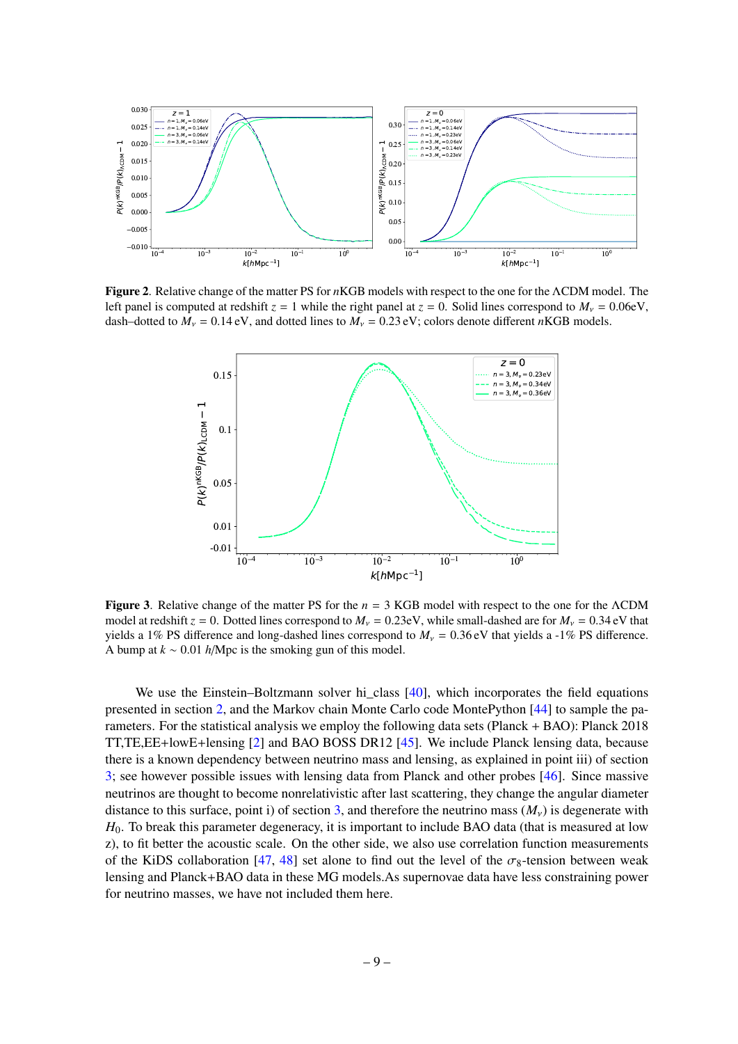**Figure 2**. Relative change of the matter PS for $n$KGB models with respect to the one for the $\Lambda$CDM model. The left panel is computed at redshift $z = 1$ while the right panel at $z = 0$. Solid lines correspond to $M_\nu = 0.06$eV, dash–dotted to $M_\nu = 0.14$ eV, and dotted lines to $M_\nu = 0.23$ eV; colors denote different $n$KGB models.

**Figure 3**. Relative change of the matter PS for the $n = 3$ KGB model with respect to the one for the $\Lambda$CDM model at redshift $z = 0$. Dotted lines correspond to $M_\nu = 0.23$eV, while small-dashed are for $M_\nu = 0.34$ eV that yields a 1% PS difference and long-dashed lines correspond to $M_\nu = 0.36$ eV that yields a -1% PS difference. A bump at $k \sim 0.01$ $h$/Mpc is the smoking gun of this model.

We use the Einstein–Boltzmann solver hi_class [40], which incorporates the field equations presented in section 2, and the Markov chain Monte Carlo code MontePython [44] to sample the parameters. For the statistical analysis we employ the following data sets (Planck + BAO): Planck 2018 TT,TE,EE+lowE+lensing [2] and BAO BOSS DR12 [45]. We include Planck lensing data, because there is a known dependency between neutrino mass and lensing, as explained in point iii) of section 3; see however possible issues with lensing data from Planck and other probes [46]. Since massive neutrinos are thought to become nonrelativistic after last scattering, they change the angular diameter distance to this surface, point i) of section 3, and therefore the neutrino mass ($M_\nu$) is degenerate with $H_0$. To break this parameter degeneracy, it is important to include BAO data (that is measured at low z), to fit better the acoustic scale. On the other side, we also use correlation function measurements of the KiDS collaboration [47, 48] set alone to find out the level of the $\sigma_8$-tension between weak lensing and Planck+BAO data in these MG models.As supernovae data have less constraining power for neutrino masses, we have not included them here.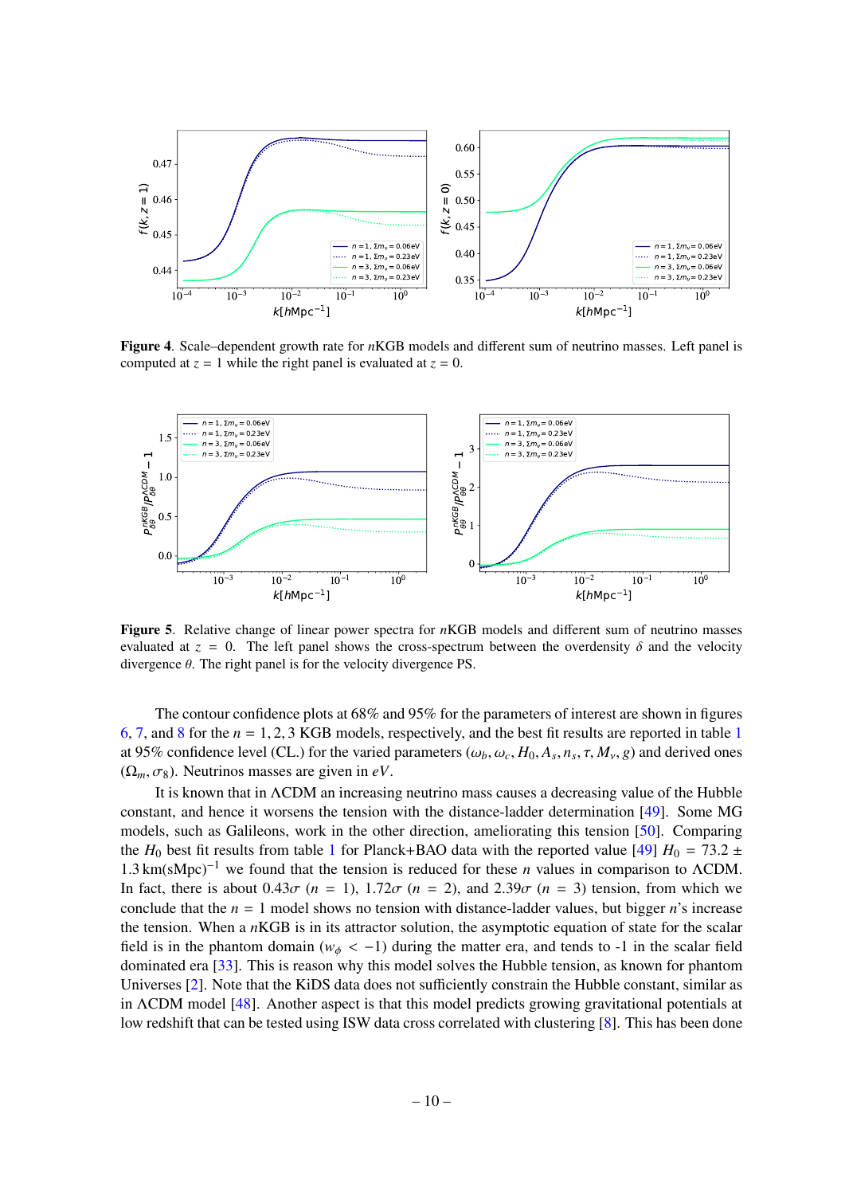**Figure 4**. Scale–dependent growth rate for $n$KGB models and different sum of neutrino masses. Left panel is computed at $z = 1$ while the right panel is evaluated at $z = 0$.

**Figure 5**. Relative change of linear power spectra for $n$KGB models and different sum of neutrino masses evaluated at $z = 0$. The left panel shows the cross-spectrum between the overdensity $\delta$ and the velocity divergence $\theta$. The right panel is for the velocity divergence PS.

The contour confidence plots at 68% and 95% for the parameters of interest are shown in figures 6, 7, and 8 for the $n = 1, 2, 3$ KGB models, respectively, and the best fit results are reported in table 1 at 95% confidence level (CL.) for the varied parameters ($\omega_b, \omega_c, H_0, A_s, n_s, \tau, M_\nu, g$) and derived ones ($\Omega_m, \sigma_8$). Neutrinos masses are given in $eV$.

It is known that in ΛCDM an increasing neutrino mass causes a decreasing value of the Hubble constant, and hence it worsens the tension with the distance-ladder determination [49]. Some MG models, such as Galileons, work in the other direction, ameliorating this tension [50]. Comparing the $H_0$ best fit results from table 1 for Planck+BAO data with the reported value [49] $H_0 = 73.2 \pm 1.3\,\mathrm{km(sMpc)}^{-1}$ we found that the tension is reduced for these $n$ values in comparison to ΛCDM. In fact, there is about $0.43\sigma$ ($n = 1$), $1.72\sigma$ ($n = 2$), and $2.39\sigma$ ($n = 3$) tension, from which we conclude that the $n = 1$ model shows no tension with distance-ladder values, but bigger $n$'s increase the tension. When a $n$KGB is in its attractor solution, the asymptotic equation of state for the scalar field is in the phantom domain ($w_\phi < -1$) during the matter era, and tends to -1 in the scalar field dominated era [33]. This is reason why this model solves the Hubble tension, as known for phantom Universes [2]. Note that the KiDS data does not sufficiently constrain the Hubble constant, similar as in ΛCDM model [48]. Another aspect is that this model predicts growing gravitational potentials at low redshift that can be tested using ISW data cross correlated with clustering [8]. This has been done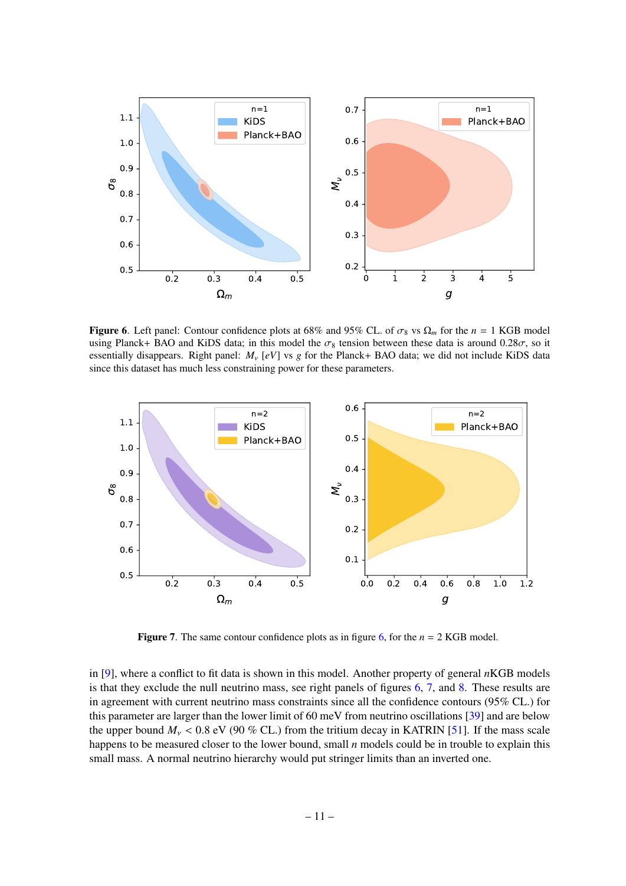**Figure 6**. Left panel: Contour confidence plots at 68% and 95% CL. of $\sigma_8$ vs $\Omega_m$ for the $n = 1$ KGB model using Planck+ BAO and KiDS data; in this model the $\sigma_8$ tension between these data is around $0.28\sigma$, so it essentially disappears. Right panel: $M_\nu$ [$eV$] vs $g$ for the Planck+ BAO data; we did not include KiDS data since this dataset has much less constraining power for these parameters.

**Figure 7**. The same contour confidence plots as in figure 6, for the $n = 2$ KGB model.

in [9], where a conflict to fit data is shown in this model. Another property of general $n$KGB models is that they exclude the null neutrino mass, see right panels of figures 6, 7, and 8. These results are in agreement with current neutrino mass constraints since all the confidence contours (95% CL.) for this parameter are larger than the lower limit of 60 meV from neutrino oscillations [39] and are below the upper bound $M_\nu < 0.8$ eV (90 % CL.) from the tritium decay in KATRIN [51]. If the mass scale happens to be measured closer to the lower bound, small $n$ models could be in trouble to explain this small mass. A normal neutrino hierarchy would put stringer limits than an inverted one.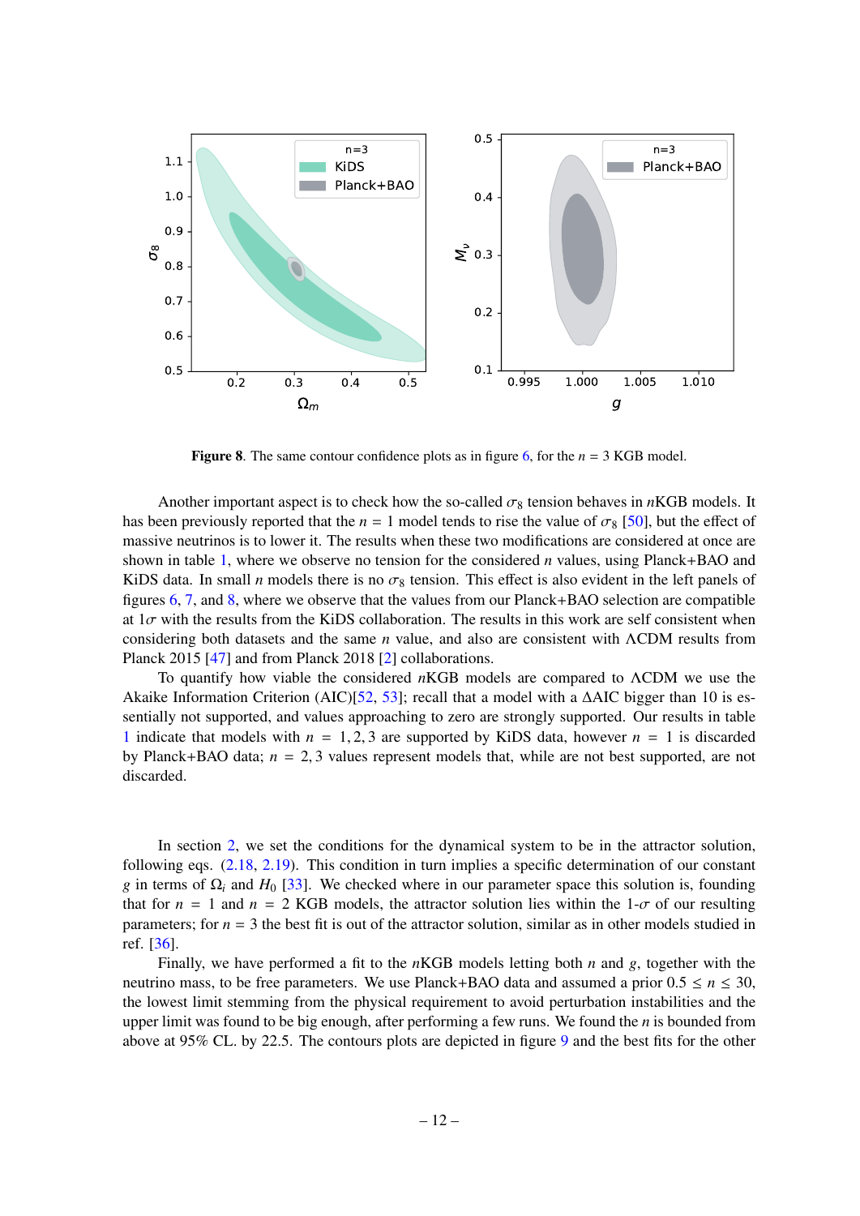**Figure 8**. The same contour confidence plots as in figure 6, for the $n = 3$ KGB model.

Another important aspect is to check how the so-called $\sigma_8$ tension behaves in $n$KGB models. It has been previously reported that the $n = 1$ model tends to rise the value of $\sigma_8$ [50], but the effect of massive neutrinos is to lower it. The results when these two modifications are considered at once are shown in table 1, where we observe no tension for the considered $n$ values, using Planck+BAO and KiDS data. In small $n$ models there is no $\sigma_8$ tension. This effect is also evident in the left panels of figures 6, 7, and 8, where we observe that the values from our Planck+BAO selection are compatible at $1\sigma$ with the results from the KiDS collaboration. The results in this work are self consistent when considering both datasets and the same $n$ value, and also are consistent with $\Lambda$CDM results from Planck 2015 [47] and from Planck 2018 [2] collaborations.

To quantify how viable the considered $n$KGB models are compared to $\Lambda$CDM we use the Akaike Information Criterion (AIC)[52, 53]; recall that a model with a $\Delta$AIC bigger than 10 is essentially not supported, and values approaching to zero are strongly supported. Our results in table 1 indicate that models with $n = 1, 2, 3$ are supported by KiDS data, however $n = 1$ is discarded by Planck+BAO data; $n = 2, 3$ values represent models that, while are not best supported, are not discarded.

In section 2, we set the conditions for the dynamical system to be in the attractor solution, following eqs. (2.18, 2.19). This condition in turn implies a specific determination of our constant $g$ in terms of $\Omega_i$ and $H_0$ [33]. We checked where in our parameter space this solution is, founding that for $n = 1$ and $n = 2$ KGB models, the attractor solution lies within the 1-$\sigma$ of our resulting parameters; for $n = 3$ the best fit is out of the attractor solution, similar as in other models studied in ref. [36].

Finally, we have performed a fit to the $n$KGB models letting both $n$ and $g$, together with the neutrino mass, to be free parameters. We use Planck+BAO data and assumed a prior $0.5 \leq n \leq 30$, the lowest limit stemming from the physical requirement to avoid perturbation instabilities and the upper limit was found to be big enough, after performing a few runs. We found the $n$ is bounded from above at 95% CL. by 22.5. The contours plots are depicted in figure 9 and the best fits for the other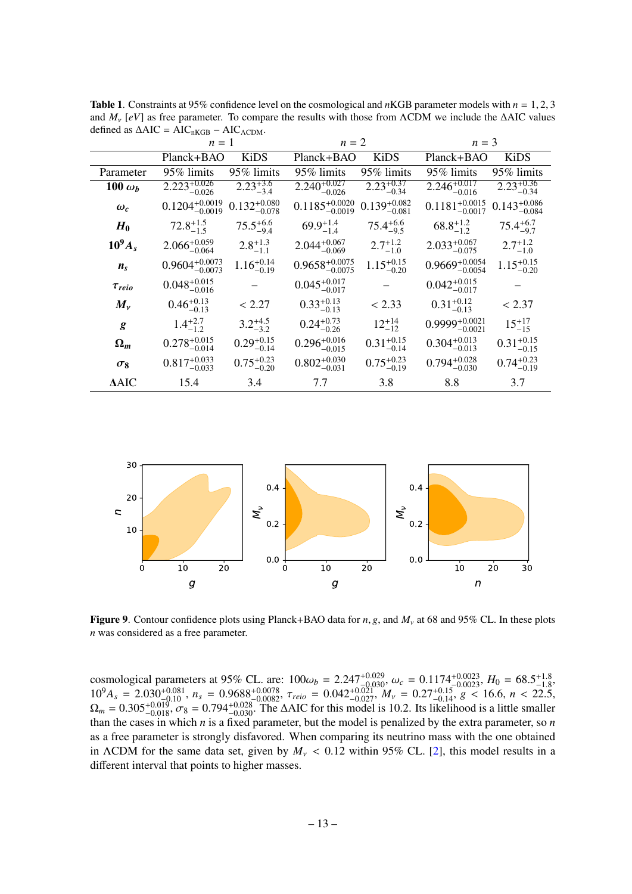**Table 1**. Constraints at 95% confidence level on the cosmological and $n$KGB parameter models with $n = 1, 2, 3$ and $M_\nu$ [$eV$] as free parameter. To compare the results with those from ΛCDM we include the ΔAIC values defined as $\Delta\text{AIC} = \text{AIC}_{\text{nKGB}} - \text{AIC}_{\Lambda\text{CDM}}$.

| | $n = 1$ | | $n = 2$ | | $n = 3$ | |
|---|---|---|---|---|---|---|
| | Planck+BAO | KiDS | Planck+BAO | KiDS | Planck+BAO | KiDS |
| Parameter | 95% limits | 95% limits | 95% limits | 95% limits | 95% limits | 95% limits |
| $100\,\omega_b$ | $2.223^{+0.026}_{-0.026}$ | $2.23^{+3.6}_{-3.4}$ | $2.240^{+0.027}_{-0.026}$ | $2.23^{+0.37}_{-0.34}$ | $2.246^{+0.017}_{-0.016}$ | $2.23^{+0.36}_{-0.34}$ |
| $\omega_c$ | $0.1204^{+0.0019}_{-0.0019}$ | $0.132^{+0.080}_{-0.078}$ | $0.1185^{+0.0020}_{-0.0019}$ | $0.139^{+0.082}_{-0.081}$ | $0.1181^{+0.0015}_{-0.0017}$ | $0.143^{+0.086}_{-0.084}$ |
| $H_0$ | $72.8^{+1.5}_{-1.5}$ | $75.5^{+6.6}_{-9.4}$ | $69.9^{+1.4}_{-1.4}$ | $75.4^{+6.6}_{-9.5}$ | $68.8^{+1.2}_{-1.2}$ | $75.4^{+6.7}_{-9.7}$ |
| $10^9 A_s$ | $2.066^{+0.059}_{-0.064}$ | $2.8^{+1.3}_{-1.1}$ | $2.044^{+0.067}_{-0.069}$ | $2.7^{+1.2}_{-1.0}$ | $2.033^{+0.067}_{-0.075}$ | $2.7^{+1.2}_{-1.0}$ |
| $n_s$ | $0.9604^{+0.0073}_{-0.0073}$ | $1.16^{+0.14}_{-0.19}$ | $0.9658^{+0.0075}_{-0.0075}$ | $1.15^{+0.15}_{-0.20}$ | $0.9669^{+0.0054}_{-0.0054}$ | $1.15^{+0.15}_{-0.20}$ |
| $\tau_{reio}$ | $0.048^{+0.015}_{-0.016}$ | – | $0.045^{+0.017}_{-0.017}$ | – | $0.042^{+0.015}_{-0.017}$ | – |
| $M_\nu$ | $0.46^{+0.13}_{-0.13}$ | $< 2.27$ | $0.33^{+0.13}_{-0.13}$ | $< 2.33$ | $0.31^{+0.12}_{-0.13}$ | $< 2.37$ |
| $g$ | $1.4^{+2.7}_{-1.2}$ | $3.2^{+4.5}_{-3.2}$ | $0.24^{+0.73}_{-0.26}$ | $12^{+14}_{-12}$ | $0.9999^{+0.0021}_{-0.0021}$ | $15^{+17}_{-15}$ |
| $\Omega_m$ | $0.278^{+0.015}_{-0.014}$ | $0.29^{+0.15}_{-0.14}$ | $0.296^{+0.016}_{-0.015}$ | $0.31^{+0.15}_{-0.14}$ | $0.304^{+0.013}_{-0.013}$ | $0.31^{+0.15}_{-0.15}$ |
| $\sigma_8$ | $0.817^{+0.033}_{-0.033}$ | $0.75^{+0.23}_{-0.20}$ | $0.802^{+0.030}_{-0.031}$ | $0.75^{+0.23}_{-0.19}$ | $0.794^{+0.028}_{-0.030}$ | $0.74^{+0.23}_{-0.19}$ |
| ΔAIC | 15.4 | 3.4 | 7.7 | 3.8 | 8.8 | 3.7 |

**Figure 9**. Contour confidence plots using Planck+BAO data for $n$, $g$, and $M_\nu$ at 68 and 95% CL. In these plots $n$ was considered as a free parameter.

cosmological parameters at 95% CL. are: $100\omega_b = 2.247^{+0.029}_{-0.030}$, $\omega_c = 0.1174^{+0.0023}_{-0.0023}$, $H_0 = 68.5^{+1.8}_{-1.8}$, $10^9 A_s = 2.030^{+0.081}_{-0.10}$, $n_s = 0.9688^{+0.0078}_{-0.0082}$, $\tau_{reio} = 0.042^{+0.021}_{-0.027}$, $M_\nu = 0.27^{+0.15}_{-0.14}$, $g < 16.6$, $n < 22.5$, $\Omega_m = 0.305^{+0.019}_{-0.018}$, $\sigma_8 = 0.794^{+0.028}_{-0.030}$. The ΔAIC for this model is 10.2. Its likelihood is a little smaller than the cases in which $n$ is a fixed parameter, but the model is penalized by the extra parameter, so $n$ as a free parameter is strongly disfavored. When comparing its neutrino mass with the one obtained in ΛCDM for the same data set, given by $M_\nu < 0.12$ within 95% CL. [2], this model results in a different interval that points to higher masses.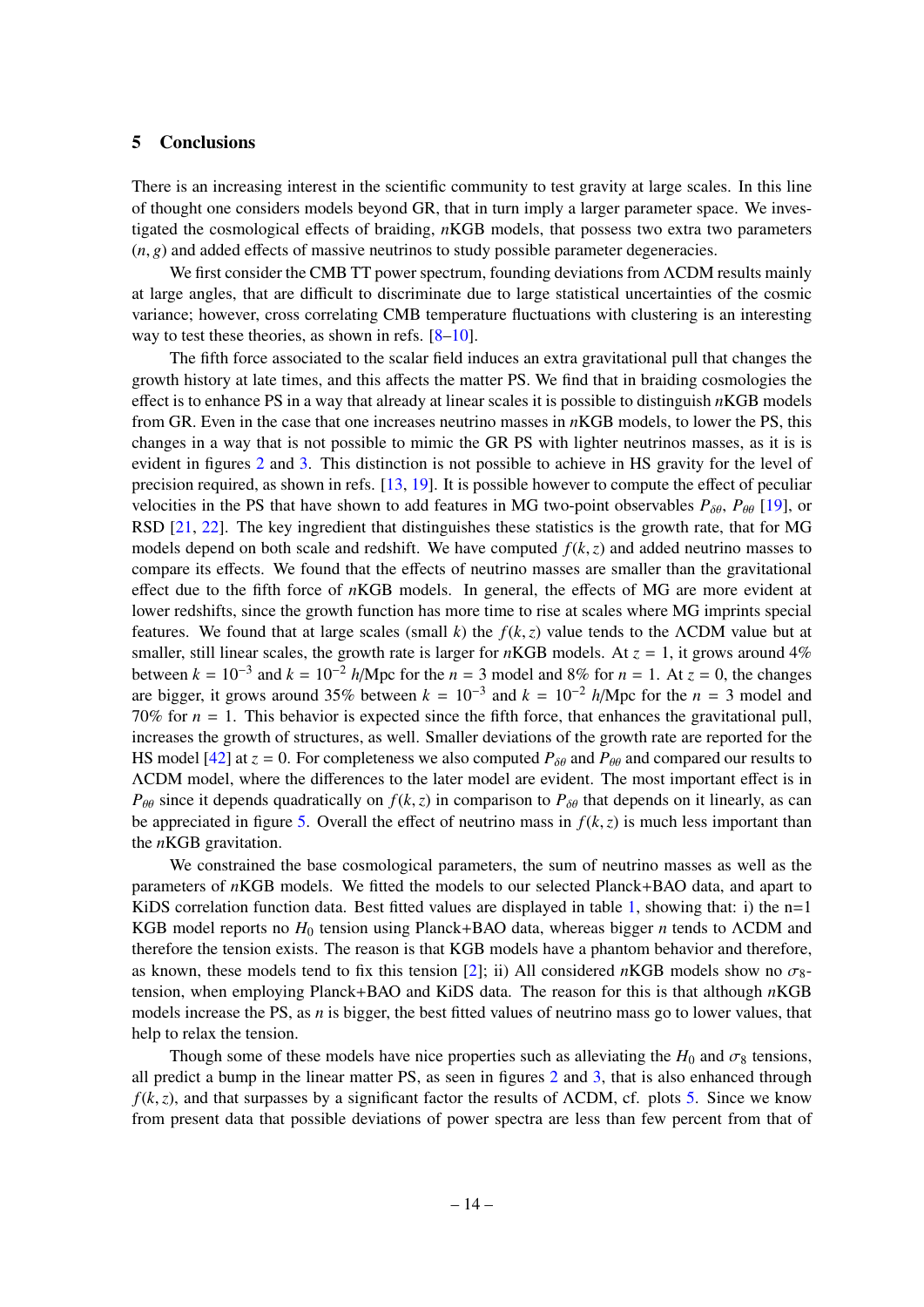## 5 Conclusions

There is an increasing interest in the scientific community to test gravity at large scales. In this line of thought one considers models beyond GR, that in turn imply a larger parameter space. We investigated the cosmological effects of braiding, $n$KGB models, that possess two extra two parameters $(n, g)$ and added effects of massive neutrinos to study possible parameter degeneracies.

We first consider the CMB TT power spectrum, founding deviations from ΛCDM results mainly at large angles, that are difficult to discriminate due to large statistical uncertainties of the cosmic variance; however, cross correlating CMB temperature fluctuations with clustering is an interesting way to test these theories, as shown in refs. [8–10].

The fifth force associated to the scalar field induces an extra gravitational pull that changes the growth history at late times, and this affects the matter PS. We find that in braiding cosmologies the effect is to enhance PS in a way that already at linear scales it is possible to distinguish $n$KGB models from GR. Even in the case that one increases neutrino masses in $n$KGB models, to lower the PS, this changes in a way that is not possible to mimic the GR PS with lighter neutrinos masses, as it is is evident in figures 2 and 3. This distinction is not possible to achieve in HS gravity for the level of precision required, as shown in refs. [13, 19]. It is possible however to compute the effect of peculiar velocities in the PS that have shown to add features in MG two-point observables $P_{\delta\theta}$, $P_{\theta\theta}$ [19], or RSD [21, 22]. The key ingredient that distinguishes these statistics is the growth rate, that for MG models depend on both scale and redshift. We have computed $f(k, z)$ and added neutrino masses to compare its effects. We found that the effects of neutrino masses are smaller than the gravitational effect due to the fifth force of $n$KGB models. In general, the effects of MG are more evident at lower redshifts, since the growth function has more time to rise at scales where MG imprints special features. We found that at large scales (small $k$) the $f(k, z)$ value tends to the ΛCDM value but at smaller, still linear scales, the growth rate is larger for $n$KGB models. At $z = 1$, it grows around 4% between $k = 10^{-3}$ and $k = 10^{-2}$ $h$/Mpc for the $n = 3$ model and 8% for $n = 1$. At $z = 0$, the changes are bigger, it grows around 35% between $k = 10^{-3}$ and $k = 10^{-2}$ $h$/Mpc for the $n = 3$ model and 70% for $n = 1$. This behavior is expected since the fifth force, that enhances the gravitational pull, increases the growth of structures, as well. Smaller deviations of the growth rate are reported for the HS model [42] at $z = 0$. For completeness we also computed $P_{\delta\theta}$ and $P_{\theta\theta}$ and compared our results to ΛCDM model, where the differences to the later model are evident. The most important effect is in $P_{\theta\theta}$ since it depends quadratically on $f(k, z)$ in comparison to $P_{\delta\theta}$ that depends on it linearly, as can be appreciated in figure 5. Overall the effect of neutrino mass in $f(k, z)$ is much less important than the $n$KGB gravitation.

We constrained the base cosmological parameters, the sum of neutrino masses as well as the parameters of $n$KGB models. We fitted the models to our selected Planck+BAO data, and apart to KiDS correlation function data. Best fitted values are displayed in table 1, showing that: i) the n=1 KGB model reports no $H_0$ tension using Planck+BAO data, whereas bigger $n$ tends to ΛCDM and therefore the tension exists. The reason is that KGB models have a phantom behavior and therefore, as known, these models tend to fix this tension [2]; ii) All considered $n$KGB models show no $\sigma_8$-tension, when employing Planck+BAO and KiDS data. The reason for this is that although $n$KGB models increase the PS, as $n$ is bigger, the best fitted values of neutrino mass go to lower values, that help to relax the tension.

Though some of these models have nice properties such as alleviating the $H_0$ and $\sigma_8$ tensions, all predict a bump in the linear matter PS, as seen in figures 2 and 3, that is also enhanced through $f(k, z)$, and that surpasses by a significant factor the results of ΛCDM, cf. plots 5. Since we know from present data that possible deviations of power spectra are less than few percent from that of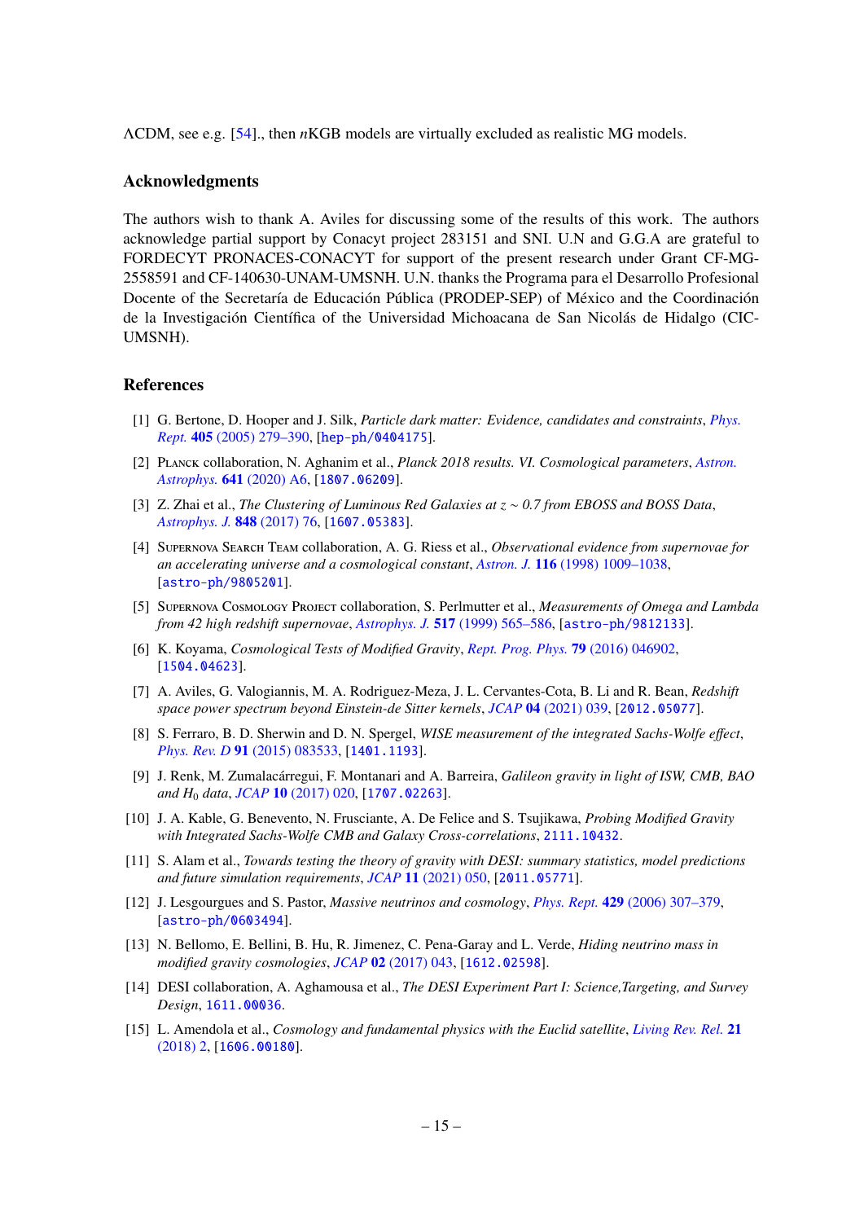ΛCDM, see e.g. [54]., then $n$KGB models are virtually excluded as realistic MG models.

## Acknowledgments

The authors wish to thank A. Aviles for discussing some of the results of this work. The authors acknowledge partial support by Conacyt project 283151 and SNI. U.N and G.G.A are grateful to FORDECYT PRONACES-CONACYT for support of the present research under Grant CF-MG-2558591 and CF-140630-UNAM-UMSNH. U.N. thanks the Programa para el Desarrollo Profesional Docente of the Secretaría de Educación Pública (PRODEP-SEP) of México and the Coordinación de la Investigación Científica of the Universidad Michoacana de San Nicolás de Hidalgo (CIC-UMSNH).

## References

[1] G. Bertone, D. Hooper and J. Silk, *Particle dark matter: Evidence, candidates and constraints*, *Phys. Rept.* **405** (2005) 279–390, [hep-ph/0404175].

[2] Planck collaboration, N. Aghanim et al., *Planck 2018 results. VI. Cosmological parameters*, *Astron. Astrophys.* **641** (2020) A6, [1807.06209].

[3] Z. Zhai et al., *The Clustering of Luminous Red Galaxies at z ∼ 0.7 from EBOSS and BOSS Data*, *Astrophys. J.* **848** (2017) 76, [1607.05383].

[4] Supernova Search Team collaboration, A. G. Riess et al., *Observational evidence from supernovae for an accelerating universe and a cosmological constant*, *Astron. J.* **116** (1998) 1009–1038, [astro-ph/9805201].

[5] Supernova Cosmology Project collaboration, S. Perlmutter et al., *Measurements of Omega and Lambda from 42 high redshift supernovae*, *Astrophys. J.* **517** (1999) 565–586, [astro-ph/9812133].

[6] K. Koyama, *Cosmological Tests of Modified Gravity*, *Rept. Prog. Phys.* **79** (2016) 046902, [1504.04623].

[7] A. Aviles, G. Valogiannis, M. A. Rodriguez-Meza, J. L. Cervantes-Cota, B. Li and R. Bean, *Redshift space power spectrum beyond Einstein-de Sitter kernels*, *JCAP* **04** (2021) 039, [2012.05077].

[8] S. Ferraro, B. D. Sherwin and D. N. Spergel, *WISE measurement of the integrated Sachs-Wolfe effect*, *Phys. Rev. D* **91** (2015) 083533, [1401.1193].

[9] J. Renk, M. Zumalacárregui, F. Montanari and A. Barreira, *Galileon gravity in light of ISW, CMB, BAO and $H_0$ data*, *JCAP* **10** (2017) 020, [1707.02263].

[10] J. A. Kable, G. Benevento, N. Frusciante, A. De Felice and S. Tsujikawa, *Probing Modified Gravity with Integrated Sachs-Wolfe CMB and Galaxy Cross-correlations*, 2111.10432.

[11] S. Alam et al., *Towards testing the theory of gravity with DESI: summary statistics, model predictions and future simulation requirements*, *JCAP* **11** (2021) 050, [2011.05771].

[12] J. Lesgourgues and S. Pastor, *Massive neutrinos and cosmology*, *Phys. Rept.* **429** (2006) 307–379, [astro-ph/0603494].

[13] N. Bellomo, E. Bellini, B. Hu, R. Jimenez, C. Pena-Garay and L. Verde, *Hiding neutrino mass in modified gravity cosmologies*, *JCAP* **02** (2017) 043, [1612.02598].

[14] DESI collaboration, A. Aghamousa et al., *The DESI Experiment Part I: Science,Targeting, and Survey Design*, 1611.00036.

[15] L. Amendola et al., *Cosmology and fundamental physics with the Euclid satellite*, *Living Rev. Rel.* **21** (2018) 2, [1606.00180].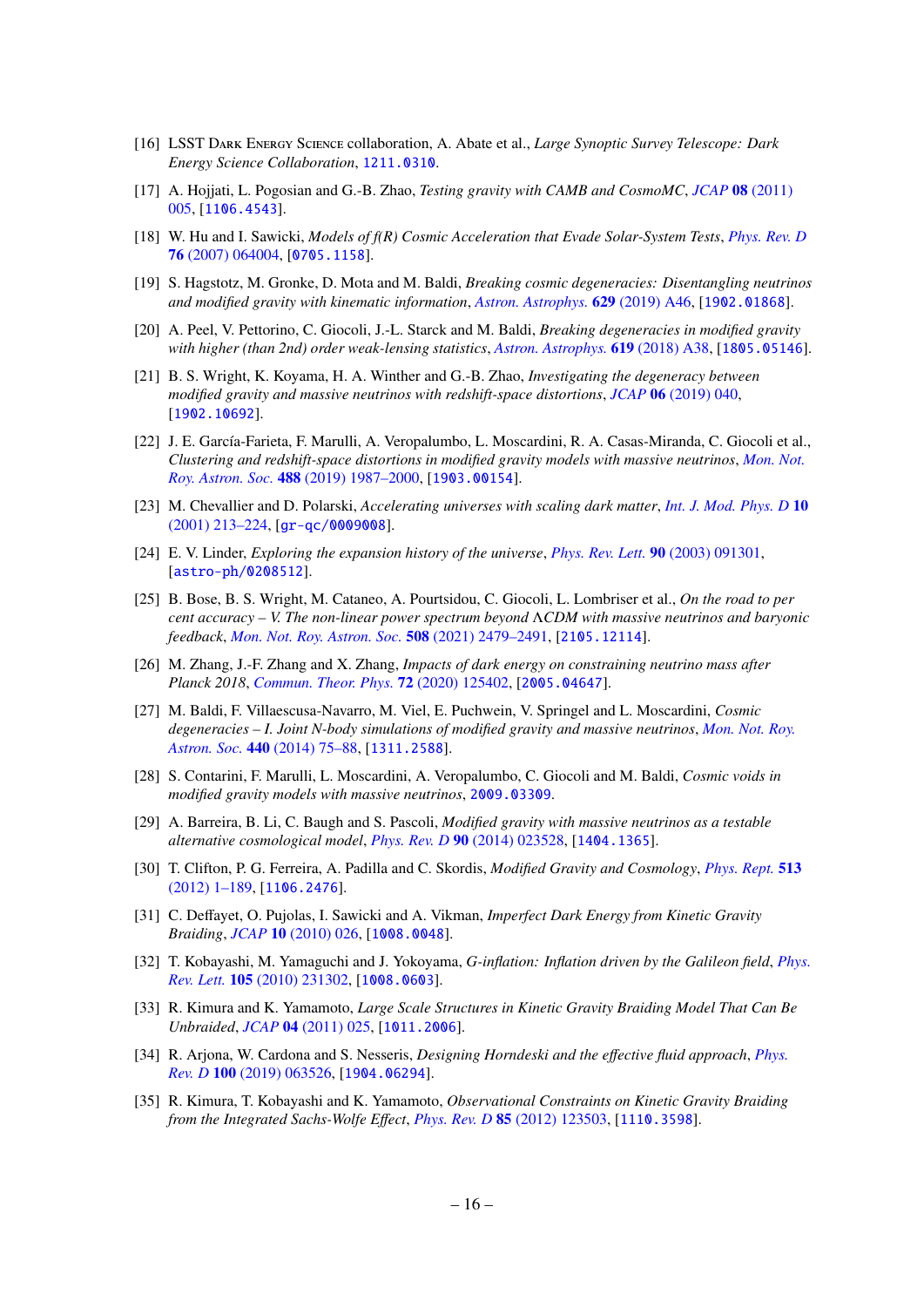[16] LSST Dark Energy Science collaboration, A. Abate et al., *Large Synoptic Survey Telescope: Dark Energy Science Collaboration*, 1211.0310.

[17] A. Hojjati, L. Pogosian and G.-B. Zhao, *Testing gravity with CAMB and CosmoMC*, *JCAP* **08** (2011) 005, [1106.4543].

[18] W. Hu and I. Sawicki, *Models of f(R) Cosmic Acceleration that Evade Solar-System Tests*, *Phys. Rev. D* **76** (2007) 064004, [0705.1158].

[19] S. Hagstotz, M. Gronke, D. Mota and M. Baldi, *Breaking cosmic degeneracies: Disentangling neutrinos and modified gravity with kinematic information*, *Astron. Astrophys.* **629** (2019) A46, [1902.01868].

[20] A. Peel, V. Pettorino, C. Giocoli, J.-L. Starck and M. Baldi, *Breaking degeneracies in modified gravity with higher (than 2nd) order weak-lensing statistics*, *Astron. Astrophys.* **619** (2018) A38, [1805.05146].

[21] B. S. Wright, K. Koyama, H. A. Winther and G.-B. Zhao, *Investigating the degeneracy between modified gravity and massive neutrinos with redshift-space distortions*, *JCAP* **06** (2019) 040, [1902.10692].

[22] J. E. García-Farieta, F. Marulli, A. Veropalumbo, L. Moscardini, R. A. Casas-Miranda, C. Giocoli et al., *Clustering and redshift-space distortions in modified gravity models with massive neutrinos*, *Mon. Not. Roy. Astron. Soc.* **488** (2019) 1987–2000, [1903.00154].

[23] M. Chevallier and D. Polarski, *Accelerating universes with scaling dark matter*, *Int. J. Mod. Phys. D* **10** (2001) 213–224, [gr-qc/0009008].

[24] E. V. Linder, *Exploring the expansion history of the universe*, *Phys. Rev. Lett.* **90** (2003) 091301, [astro-ph/0208512].

[25] B. Bose, B. S. Wright, M. Cataneo, A. Pourtsidou, C. Giocoli, L. Lombriser et al., *On the road to per cent accuracy – V. The non-linear power spectrum beyond ΛCDM with massive neutrinos and baryonic feedback*, *Mon. Not. Roy. Astron. Soc.* **508** (2021) 2479–2491, [2105.12114].

[26] M. Zhang, J.-F. Zhang and X. Zhang, *Impacts of dark energy on constraining neutrino mass after Planck 2018*, *Commun. Theor. Phys.* **72** (2020) 125402, [2005.04647].

[27] M. Baldi, F. Villaescusa-Navarro, M. Viel, E. Puchwein, V. Springel and L. Moscardini, *Cosmic degeneracies – I. Joint N-body simulations of modified gravity and massive neutrinos*, *Mon. Not. Roy. Astron. Soc.* **440** (2014) 75–88, [1311.2588].

[28] S. Contarini, F. Marulli, L. Moscardini, A. Veropalumbo, C. Giocoli and M. Baldi, *Cosmic voids in modified gravity models with massive neutrinos*, 2009.03309.

[29] A. Barreira, B. Li, C. Baugh and S. Pascoli, *Modified gravity with massive neutrinos as a testable alternative cosmological model*, *Phys. Rev. D* **90** (2014) 023528, [1404.1365].

[30] T. Clifton, P. G. Ferreira, A. Padilla and C. Skordis, *Modified Gravity and Cosmology*, *Phys. Rept.* **513** (2012) 1–189, [1106.2476].

[31] C. Deffayet, O. Pujolas, I. Sawicki and A. Vikman, *Imperfect Dark Energy from Kinetic Gravity Braiding*, *JCAP* **10** (2010) 026, [1008.0048].

[32] T. Kobayashi, M. Yamaguchi and J. Yokoyama, *G-inflation: Inflation driven by the Galileon field*, *Phys. Rev. Lett.* **105** (2010) 231302, [1008.0603].

[33] R. Kimura and K. Yamamoto, *Large Scale Structures in Kinetic Gravity Braiding Model That Can Be Unbraided*, *JCAP* **04** (2011) 025, [1011.2006].

[34] R. Arjona, W. Cardona and S. Nesseris, *Designing Horndeski and the effective fluid approach*, *Phys. Rev. D* **100** (2019) 063526, [1904.06294].

[35] R. Kimura, T. Kobayashi and K. Yamamoto, *Observational Constraints on Kinetic Gravity Braiding from the Integrated Sachs-Wolfe Effect*, *Phys. Rev. D* **85** (2012) 123503, [1110.3598].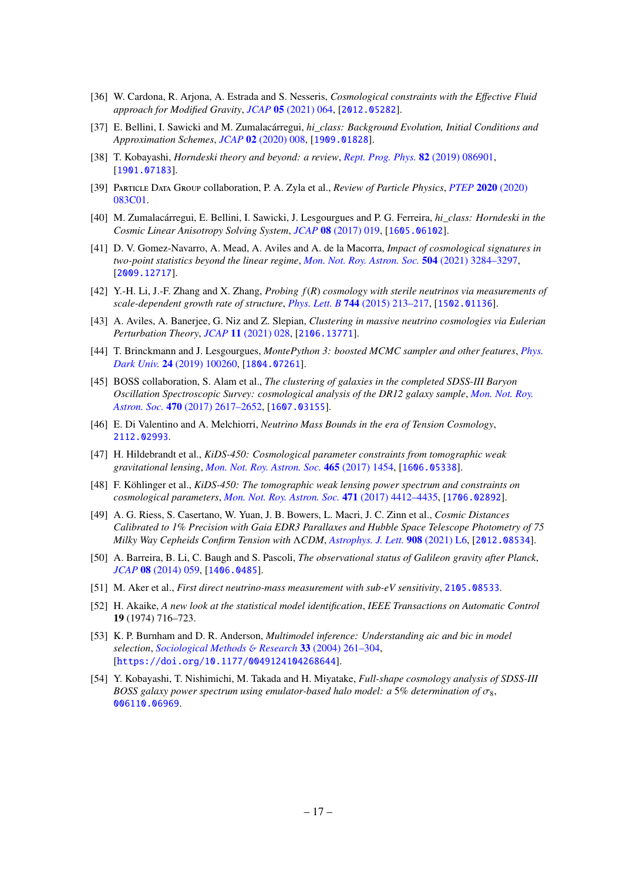[36] W. Cardona, R. Arjona, A. Estrada and S. Nesseris, *Cosmological constraints with the Effective Fluid approach for Modified Gravity*, *JCAP* **05** (2021) 064, [2012.05282].

[37] E. Bellini, I. Sawicki and M. Zumalacárregui, *hi_class: Background Evolution, Initial Conditions and Approximation Schemes*, *JCAP* **02** (2020) 008, [1909.01828].

[38] T. Kobayashi, *Horndeski theory and beyond: a review*, *Rept. Prog. Phys.* **82** (2019) 086901, [1901.07183].

[39] Particle Data Group collaboration, P. A. Zyla et al., *Review of Particle Physics*, *PTEP* **2020** (2020) 083C01.

[40] M. Zumalacárregui, E. Bellini, I. Sawicki, J. Lesgourgues and P. G. Ferreira, *hi_class: Horndeski in the Cosmic Linear Anisotropy Solving System*, *JCAP* **08** (2017) 019, [1605.06102].

[41] D. V. Gomez-Navarro, A. Mead, A. Aviles and A. de la Macorra, *Impact of cosmological signatures in two-point statistics beyond the linear regime*, *Mon. Not. Roy. Astron. Soc.* **504** (2021) 3284–3297, [2009.12717].

[42] Y.-H. Li, J.-F. Zhang and X. Zhang, *Probing $f(R)$ cosmology with sterile neutrinos via measurements of scale-dependent growth rate of structure*, *Phys. Lett. B* **744** (2015) 213–217, [1502.01136].

[43] A. Aviles, A. Banerjee, G. Niz and Z. Slepian, *Clustering in massive neutrino cosmologies via Eulerian Perturbation Theory*, *JCAP* **11** (2021) 028, [2106.13771].

[44] T. Brinckmann and J. Lesgourgues, *MontePython 3: boosted MCMC sampler and other features*, *Phys. Dark Univ.* **24** (2019) 100260, [1804.07261].

[45] BOSS collaboration, S. Alam et al., *The clustering of galaxies in the completed SDSS-III Baryon Oscillation Spectroscopic Survey: cosmological analysis of the DR12 galaxy sample*, *Mon. Not. Roy. Astron. Soc.* **470** (2017) 2617–2652, [1607.03155].

[46] E. Di Valentino and A. Melchiorri, *Neutrino Mass Bounds in the era of Tension Cosmology*, 2112.02993.

[47] H. Hildebrandt et al., *KiDS-450: Cosmological parameter constraints from tomographic weak gravitational lensing*, *Mon. Not. Roy. Astron. Soc.* **465** (2017) 1454, [1606.05338].

[48] F. Köhlinger et al., *KiDS-450: The tomographic weak lensing power spectrum and constraints on cosmological parameters*, *Mon. Not. Roy. Astron. Soc.* **471** (2017) 4412–4435, [1706.02892].

[49] A. G. Riess, S. Casertano, W. Yuan, J. B. Bowers, L. Macri, J. C. Zinn et al., *Cosmic Distances Calibrated to 1% Precision with Gaia EDR3 Parallaxes and Hubble Space Telescope Photometry of 75 Milky Way Cepheids Confirm Tension with $\Lambda$CDM*, *Astrophys. J. Lett.* **908** (2021) L6, [2012.08534].

[50] A. Barreira, B. Li, C. Baugh and S. Pascoli, *The observational status of Galileon gravity after Planck*, *JCAP* **08** (2014) 059, [1406.0485].

[51] M. Aker et al., *First direct neutrino-mass measurement with sub-eV sensitivity*, 2105.08533.

[52] H. Akaike, *A new look at the statistical model identification*, *IEEE Transactions on Automatic Control* **19** (1974) 716–723.

[53] K. P. Burnham and D. R. Anderson, *Multimodel inference: Understanding aic and bic in model selection*, *Sociological Methods & Research* **33** (2004) 261–304, [https://doi.org/10.1177/0049124104268644].

[54] Y. Kobayashi, T. Nishimichi, M. Takada and H. Miyatake, *Full-shape cosmology analysis of SDSS-III BOSS galaxy power spectrum using emulator-based halo model: a 5% determination of $\sigma_8$*, 006110.06969.